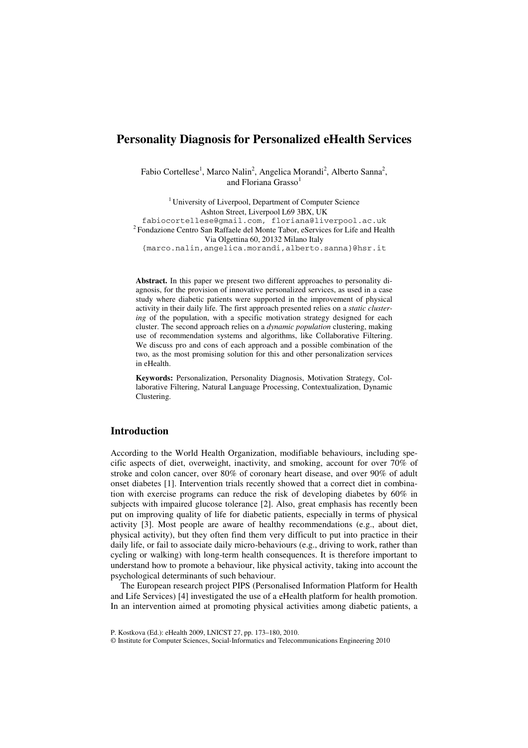# Personality Diagnosis for Personalized eHealth Services

Fabio Cortellese[1], Marco Nalin[2], Angelica Morandi[2], Alberto Sanna[2], and Floriana Grasso[1]

[1] University of Liverpool, Department of Computer Science
Ashton Street, Liverpool L69 3BX, UK
fabiocortellese@gmail.com, floriana@liverpool.ac.uk
[2] Fondazione Centro San Raffaele del Monte Tabor, eServices for Life and Health
Via Olgettina 60, 20132 Milano Italy
{marco.nalin,angelica.morandi,alberto.sanna}@hsr.it

**Abstract.** In this paper we present two different approaches to personality diagnosis, for the provision of innovative personalized services, as used in a case study where diabetic patients were supported in the improvement of physical activity in their daily life. The first approach presented relies on a *static clustering* of the population, with a specific motivation strategy designed for each cluster. The second approach relies on a *dynamic population* clustering, making use of recommendation systems and algorithms, like Collaborative Filtering. We discuss pro and cons of each approach and a possible combination of the two, as the most promising solution for this and other personalization services in eHealth.

**Keywords:** Personalization, Personality Diagnosis, Motivation Strategy, Collaborative Filtering, Natural Language Processing, Contextualization, Dynamic Clustering.

## Introduction

According to the World Health Organization, modifiable behaviours, including specific aspects of diet, overweight, inactivity, and smoking, account for over 70% of stroke and colon cancer, over 80% of coronary heart disease, and over 90% of adult onset diabetes [1]. Intervention trials recently showed that a correct diet in combination with exercise programs can reduce the risk of developing diabetes by 60% in subjects with impaired glucose tolerance [2]. Also, great emphasis has recently been put on improving quality of life for diabetic patients, especially in terms of physical activity [3]. Most people are aware of healthy recommendations (e.g., about diet, physical activity), but they often find them very difficult to put into practice in their daily life, or fail to associate daily micro-behaviours (e.g., driving to work, rather than cycling or walking) with long-term health consequences. It is therefore important to understand how to promote a behaviour, like physical activity, taking into account the psychological determinants of such behaviour.

The European research project PIPS (Personalised Information Platform for Health and Life Services) [4] investigated the use of a eHealth platform for health promotion. In an intervention aimed at promoting physical activities among diabetic patients, a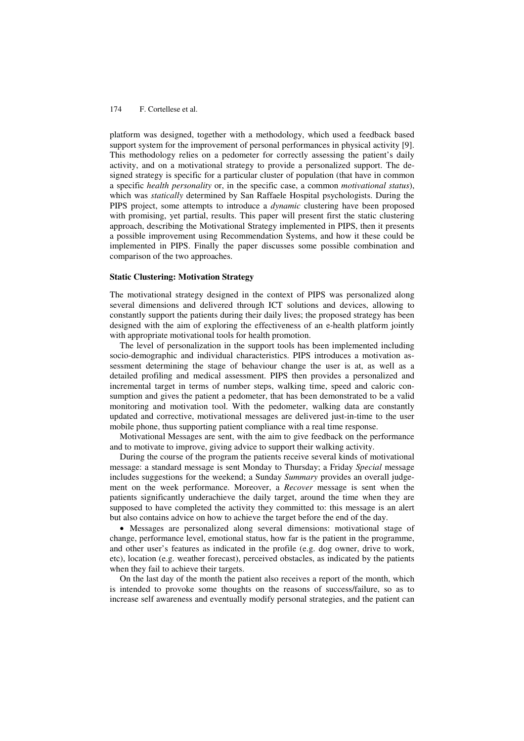platform was designed, together with a methodology, which used a feedback based support system for the improvement of personal performances in physical activity [9]. This methodology relies on a pedometer for correctly assessing the patient's daily activity, and on a motivational strategy to provide a personalized support. The designed strategy is specific for a particular cluster of population (that have in common a specific *health personality* or, in the specific case, a common *motivational status*), which was *statically* determined by San Raffaele Hospital psychologists. During the PIPS project, some attempts to introduce a *dynamic* clustering have been proposed with promising, yet partial, results. This paper will present first the static clustering approach, describing the Motivational Strategy implemented in PIPS, then it presents a possible improvement using Recommendation Systems, and how it these could be implemented in PIPS. Finally the paper discusses some possible combination and comparison of the two approaches.

**Static Clustering: Motivation Strategy**

The motivational strategy designed in the context of PIPS was personalized along several dimensions and delivered through ICT solutions and devices, allowing to constantly support the patients during their daily lives; the proposed strategy has been designed with the aim of exploring the effectiveness of an e-health platform jointly with appropriate motivational tools for health promotion.

The level of personalization in the support tools has been implemented including socio-demographic and individual characteristics. PIPS introduces a motivation assessment determining the stage of behaviour change the user is at, as well as a detailed profiling and medical assessment. PIPS then provides a personalized and incremental target in terms of number steps, walking time, speed and caloric consumption and gives the patient a pedometer, that has been demonstrated to be a valid monitoring and motivation tool. With the pedometer, walking data are constantly updated and corrective, motivational messages are delivered just-in-time to the user mobile phone, thus supporting patient compliance with a real time response.

Motivational Messages are sent, with the aim to give feedback on the performance and to motivate to improve, giving advice to support their walking activity.

During the course of the program the patients receive several kinds of motivational message: a standard message is sent Monday to Thursday; a Friday *Special* message includes suggestions for the weekend; a Sunday *Summary* provides an overall judgement on the week performance. Moreover, a *Recover* message is sent when the patients significantly underachieve the daily target, around the time when they are supposed to have completed the activity they committed to: this message is an alert but also contains advice on how to achieve the target before the end of the day.

- Messages are personalized along several dimensions: motivational stage of change, performance level, emotional status, how far is the patient in the programme, and other user's features as indicated in the profile (e.g. dog owner, drive to work, etc), location (e.g. weather forecast), perceived obstacles, as indicated by the patients when they fail to achieve their targets.

On the last day of the month the patient also receives a report of the month, which is intended to provoke some thoughts on the reasons of success/failure, so as to increase self awareness and eventually modify personal strategies, and the patient can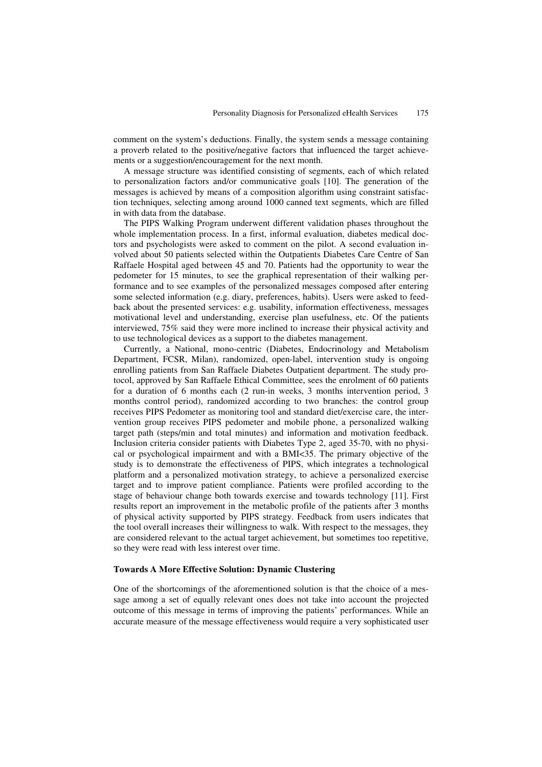comment on the system's deductions. Finally, the system sends a message containing a proverb related to the positive/negative factors that influenced the target achievements or a suggestion/encouragement for the next month.

A message structure was identified consisting of segments, each of which related to personalization factors and/or communicative goals [10]. The generation of the messages is achieved by means of a composition algorithm using constraint satisfaction techniques, selecting among around 1000 canned text segments, which are filled in with data from the database.

The PIPS Walking Program underwent different validation phases throughout the whole implementation process. In a first, informal evaluation, diabetes medical doctors and psychologists were asked to comment on the pilot. A second evaluation involved about 50 patients selected within the Outpatients Diabetes Care Centre of San Raffaele Hospital aged between 45 and 70. Patients had the opportunity to wear the pedometer for 15 minutes, to see the graphical representation of their walking performance and to see examples of the personalized messages composed after entering some selected information (e.g. diary, preferences, habits). Users were asked to feedback about the presented services: e.g. usability, information effectiveness, messages motivational level and understanding, exercise plan usefulness, etc. Of the patients interviewed, 75% said they were more inclined to increase their physical activity and to use technological devices as a support to the diabetes management.

Currently, a National, mono-centric (Diabetes, Endocrinology and Metabolism Department, FCSR, Milan), randomized, open-label, intervention study is ongoing enrolling patients from San Raffaele Diabetes Outpatient department. The study protocol, approved by San Raffaele Ethical Committee, sees the enrolment of 60 patients for a duration of 6 months each (2 run-in weeks, 3 months intervention period, 3 months control period), randomized according to two branches: the control group receives PIPS Pedometer as monitoring tool and standard diet/exercise care, the intervention group receives PIPS pedometer and mobile phone, a personalized walking target path (steps/min and total minutes) and information and motivation feedback. Inclusion criteria consider patients with Diabetes Type 2, aged 35-70, with no physical or psychological impairment and with a BMI<35. The primary objective of the study is to demonstrate the effectiveness of PIPS, which integrates a technological platform and a personalized motivation strategy, to achieve a personalized exercise target and to improve patient compliance. Patients were profiled according to the stage of behaviour change both towards exercise and towards technology [11]. First results report an improvement in the metabolic profile of the patients after 3 months of physical activity supported by PIPS strategy. Feedback from users indicates that the tool overall increases their willingness to walk. With respect to the messages, they are considered relevant to the actual target achievement, but sometimes too repetitive, so they were read with less interest over time.

**Towards A More Effective Solution: Dynamic Clustering**

One of the shortcomings of the aforementioned solution is that the choice of a message among a set of equally relevant ones does not take into account the projected outcome of this message in terms of improving the patients' performances. While an accurate measure of the message effectiveness would require a very sophisticated user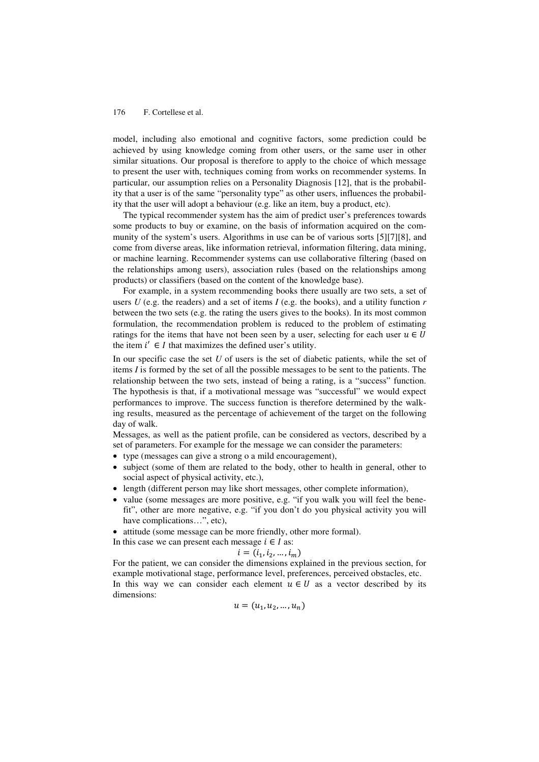model, including also emotional and cognitive factors, some prediction could be achieved by using knowledge coming from other users, or the same user in other similar situations. Our proposal is therefore to apply to the choice of which message to present the user with, techniques coming from works on recommender systems. In particular, our assumption relies on a Personality Diagnosis [12], that is the probability that a user is of the same "personality type" as other users, influences the probability that the user will adopt a behaviour (e.g. like an item, buy a product, etc).

The typical recommender system has the aim of predict user's preferences towards some products to buy or examine, on the basis of information acquired on the community of the system's users. Algorithms in use can be of various sorts [5][7][8], and come from diverse areas, like information retrieval, information filtering, data mining, or machine learning. Recommender systems can use collaborative filtering (based on the relationships among users), association rules (based on the relationships among products) or classifiers (based on the content of the knowledge base).

For example, in a system recommending books there usually are two sets, a set of users $U$ (e.g. the readers) and a set of items $I$ (e.g. the books), and a utility function $r$ between the two sets (e.g. the rating the users gives to the books). In its most common formulation, the recommendation problem is reduced to the problem of estimating ratings for the items that have not been seen by a user, selecting for each user $u \in U$ the item $i' \in I$ that maximizes the defined user's utility.

In our specific case the set $U$ of users is the set of diabetic patients, while the set of items $I$ is formed by the set of all the possible messages to be sent to the patients. The relationship between the two sets, instead of being a rating, is a "success" function. The hypothesis is that, if a motivational message was "successful" we would expect performances to improve. The success function is therefore determined by the walking results, measured as the percentage of achievement of the target on the following day of walk.

Messages, as well as the patient profile, can be considered as vectors, described by a set of parameters. For example for the message we can consider the parameters:

- type (messages can give a strong o a mild encouragement),
- subject (some of them are related to the body, other to health in general, other to social aspect of physical activity, etc.),
- length (different person may like short messages, other complete information),
- value (some messages are more positive, e.g. "if you walk you will feel the benefit", other are more negative, e.g. "if you don't do you physical activity you will have complications…", etc),
- attitude (some message can be more friendly, other more formal).

In this case we can present each message $i \in I$ as:

$$i = (i_1, i_2, \ldots, i_m)$$

For the patient, we can consider the dimensions explained in the previous section, for example motivational stage, performance level, preferences, perceived obstacles, etc.

In this way we can consider each element $u \in U$ as a vector described by its dimensions:

$$u = (u_1, u_2, \ldots, u_n)$$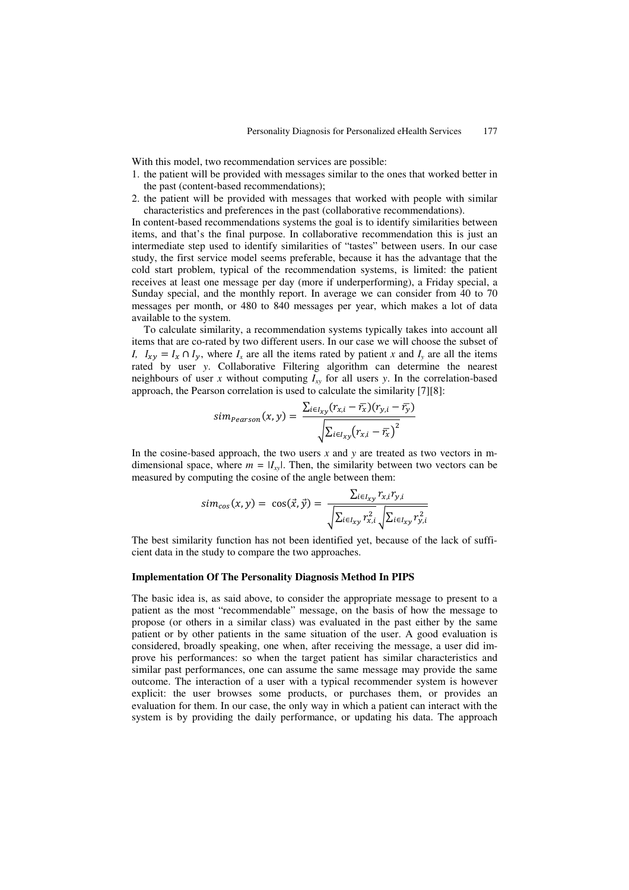With this model, two recommendation services are possible:

1. the patient will be provided with messages similar to the ones that worked better in the past (content-based recommendations);
2. the patient will be provided with messages that worked with people with similar characteristics and preferences in the past (collaborative recommendations).

In content-based recommendations systems the goal is to identify similarities between items, and that's the final purpose. In collaborative recommendation this is just an intermediate step used to identify similarities of "tastes" between users. In our case study, the first service model seems preferable, because it has the advantage that the cold start problem, typical of the recommendation systems, is limited: the patient receives at least one message per day (more if underperforming), a Friday special, a Sunday special, and the monthly report. In average we can consider from 40 to 70 messages per month, or 480 to 840 messages per year, which makes a lot of data available to the system.

To calculate similarity, a recommendation systems typically takes into account all items that are co-rated by two different users. In our case we will choose the subset of *I*, $I_{xy} = I_x \cap I_y$, where $I_x$ are all the items rated by patient *x* and $I_y$ are all the items rated by user *y*. Collaborative Filtering algorithm can determine the nearest neighbours of user *x* without computing $I_{xy}$ for all users *y*. In the correlation-based approach, the Pearson correlation is used to calculate the similarity [7][8]:

$$sim_{Pearson}(x, y) = \frac{\sum_{i \in I_{xy}} (r_{x,i} - \overline{r_x})(r_{y,i} - \overline{r_y})}{\sqrt{\sum_{i \in I_{xy}} \left(r_{x,i} - \overline{r_x}\right)^2}}$$

In the cosine-based approach, the two users *x* and *y* are treated as two vectors in m-dimensional space, where $m = |I_{xy}|$. Then, the similarity between two vectors can be measured by computing the cosine of the angle between them:

$$sim_{cos}(x, y) = \cos(\vec{x}, \vec{y}) = \frac{\sum_{i \in I_{xy}} r_{x,i} r_{y,i}}{\sqrt{\sum_{i \in I_{xy}} r_{x,i}^2} \sqrt{\sum_{i \in I_{xy}} r_{y,i}^2}}$$

The best similarity function has not been identified yet, because of the lack of sufficient data in the study to compare the two approaches.

**Implementation Of The Personality Diagnosis Method In PIPS**

The basic idea is, as said above, to consider the appropriate message to present to a patient as the most "recommendable" message, on the basis of how the message to propose (or others in a similar class) was evaluated in the past either by the same patient or by other patients in the same situation of the user. A good evaluation is considered, broadly speaking, one when, after receiving the message, a user did improve his performances: so when the target patient has similar characteristics and similar past performances, one can assume the same message may provide the same outcome. The interaction of a user with a typical recommender system is however explicit: the user browses some products, or purchases them, or provides an evaluation for them. In our case, the only way in which a patient can interact with the system is by providing the daily performance, or updating his data. The approach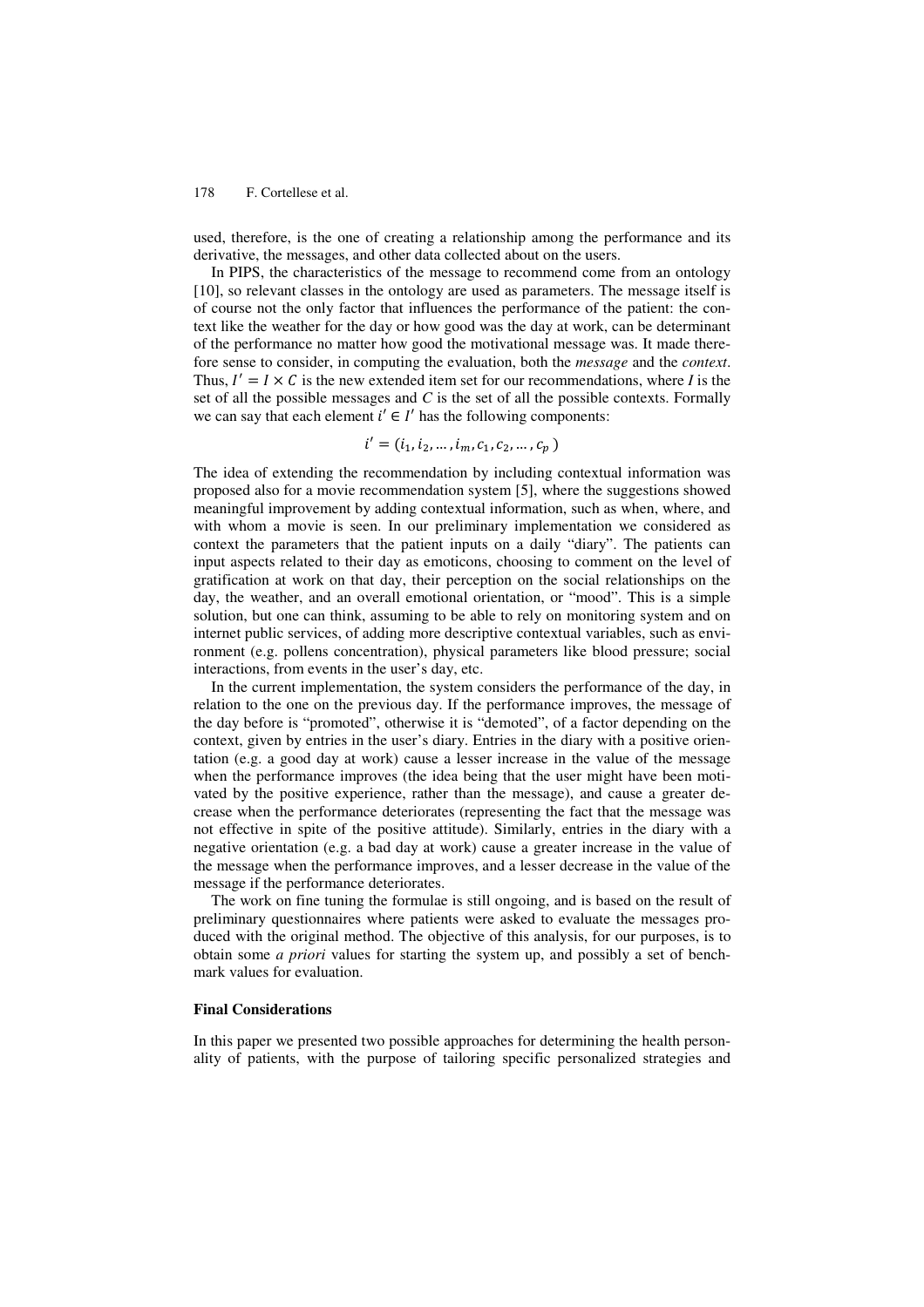used, therefore, is the one of creating a relationship among the performance and its derivative, the messages, and other data collected about on the users.

In PIPS, the characteristics of the message to recommend come from an ontology [10], so relevant classes in the ontology are used as parameters. The message itself is of course not the only factor that influences the performance of the patient: the context like the weather for the day or how good was the day at work, can be determinant of the performance no matter how good the motivational message was. It made therefore sense to consider, in computing the evaluation, both the *message* and the *context*. Thus, $I' = I \times C$ is the new extended item set for our recommendations, where $I$ is the set of all the possible messages and $C$ is the set of all the possible contexts. Formally we can say that each element $i' \in I'$ has the following components:

$$i' = (i_1, i_2, \dots, i_m, c_1, c_2, \dots, c_p)$$

The idea of extending the recommendation by including contextual information was proposed also for a movie recommendation system [5], where the suggestions showed meaningful improvement by adding contextual information, such as when, where, and with whom a movie is seen. In our preliminary implementation we considered as context the parameters that the patient inputs on a daily "diary". The patients can input aspects related to their day as emoticons, choosing to comment on the level of gratification at work on that day, their perception on the social relationships on the day, the weather, and an overall emotional orientation, or "mood". This is a simple solution, but one can think, assuming to be able to rely on monitoring system and on internet public services, of adding more descriptive contextual variables, such as environment (e.g. pollens concentration), physical parameters like blood pressure; social interactions, from events in the user's day, etc.

In the current implementation, the system considers the performance of the day, in relation to the one on the previous day. If the performance improves, the message of the day before is "promoted", otherwise it is "demoted", of a factor depending on the context, given by entries in the user's diary. Entries in the diary with a positive orientation (e.g. a good day at work) cause a lesser increase in the value of the message when the performance improves (the idea being that the user might have been motivated by the positive experience, rather than the message), and cause a greater decrease when the performance deteriorates (representing the fact that the message was not effective in spite of the positive attitude). Similarly, entries in the diary with a negative orientation (e.g. a bad day at work) cause a greater increase in the value of the message when the performance improves, and a lesser decrease in the value of the message if the performance deteriorates.

The work on fine tuning the formulae is still ongoing, and is based on the result of preliminary questionnaires where patients were asked to evaluate the messages produced with the original method. The objective of this analysis, for our purposes, is to obtain some *a priori* values for starting the system up, and possibly a set of benchmark values for evaluation.

**Final Considerations**

In this paper we presented two possible approaches for determining the health personality of patients, with the purpose of tailoring specific personalized strategies and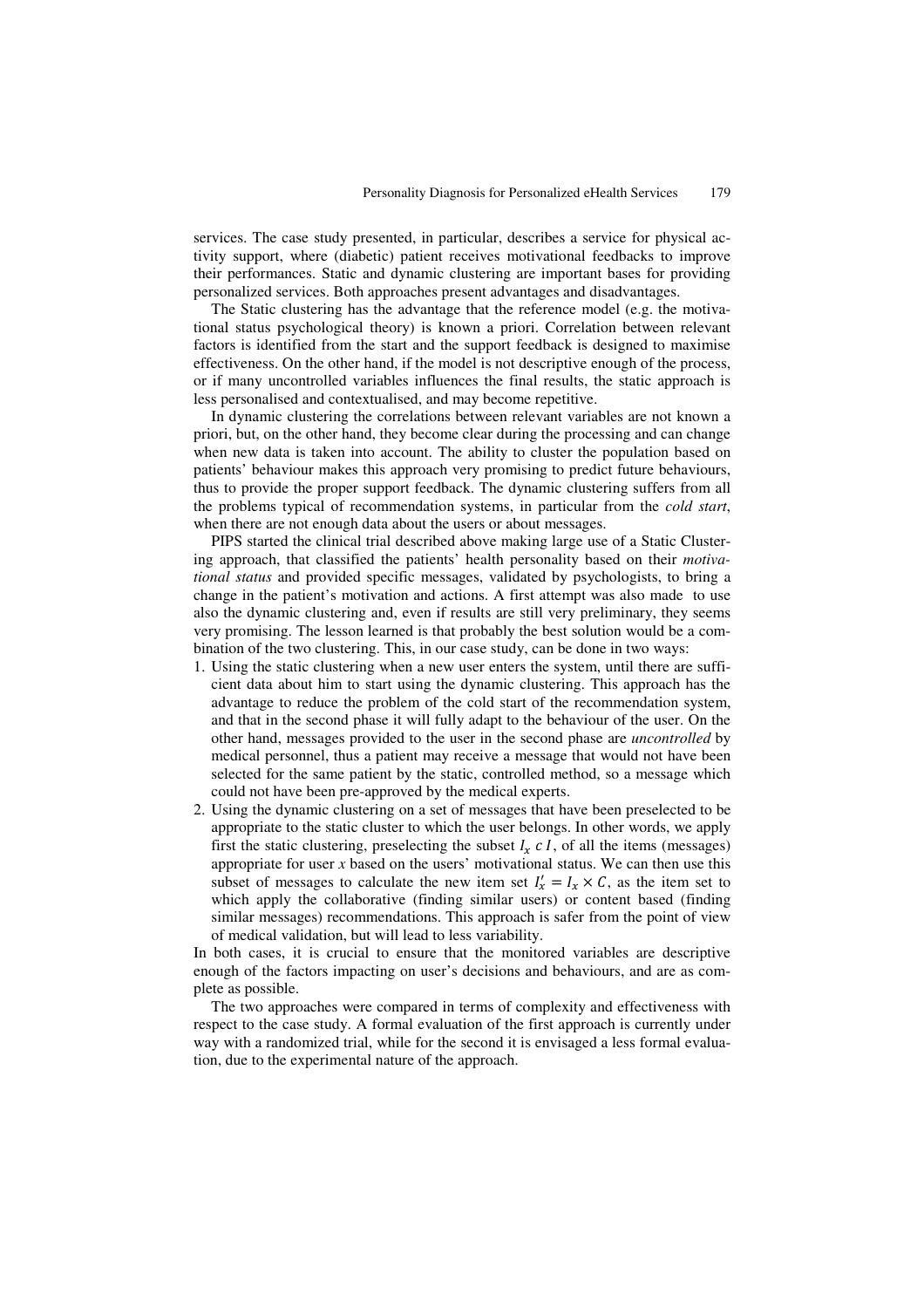services. The case study presented, in particular, describes a service for physical activity support, where (diabetic) patient receives motivational feedbacks to improve their performances. Static and dynamic clustering are important bases for providing personalized services. Both approaches present advantages and disadvantages.

The Static clustering has the advantage that the reference model (e.g. the motivational status psychological theory) is known a priori. Correlation between relevant factors is identified from the start and the support feedback is designed to maximise effectiveness. On the other hand, if the model is not descriptive enough of the process, or if many uncontrolled variables influences the final results, the static approach is less personalised and contextualised, and may become repetitive.

In dynamic clustering the correlations between relevant variables are not known a priori, but, on the other hand, they become clear during the processing and can change when new data is taken into account. The ability to cluster the population based on patients' behaviour makes this approach very promising to predict future behaviours, thus to provide the proper support feedback. The dynamic clustering suffers from all the problems typical of recommendation systems, in particular from the *cold start*, when there are not enough data about the users or about messages.

PIPS started the clinical trial described above making large use of a Static Clustering approach, that classified the patients' health personality based on their *motivational status* and provided specific messages, validated by psychologists, to bring a change in the patient's motivation and actions. A first attempt was also made to use also the dynamic clustering and, even if results are still very preliminary, they seems very promising. The lesson learned is that probably the best solution would be a combination of the two clustering. This, in our case study, can be done in two ways:

1. Using the static clustering when a new user enters the system, until there are sufficient data about him to start using the dynamic clustering. This approach has the advantage to reduce the problem of the cold start of the recommendation system, and that in the second phase it will fully adapt to the behaviour of the user. On the other hand, messages provided to the user in the second phase are *uncontrolled* by medical personnel, thus a patient may receive a message that would not have been selected for the same patient by the static, controlled method, so a message which could not have been pre-approved by the medical experts.
2. Using the dynamic clustering on a set of messages that have been preselected to be appropriate to the static cluster to which the user belongs. In other words, we apply first the static clustering, preselecting the subset $I_x \subset I$, of all the items (messages) appropriate for user *x* based on the users' motivational status. We can then use this subset of messages to calculate the new item set $I'_x = I_x \times C$, as the item set to which apply the collaborative (finding similar users) or content based (finding similar messages) recommendations. This approach is safer from the point of view of medical validation, but will lead to less variability.

In both cases, it is crucial to ensure that the monitored variables are descriptive enough of the factors impacting on user's decisions and behaviours, and are as complete as possible.

The two approaches were compared in terms of complexity and effectiveness with respect to the case study. A formal evaluation of the first approach is currently under way with a randomized trial, while for the second it is envisaged a less formal evaluation, due to the experimental nature of the approach.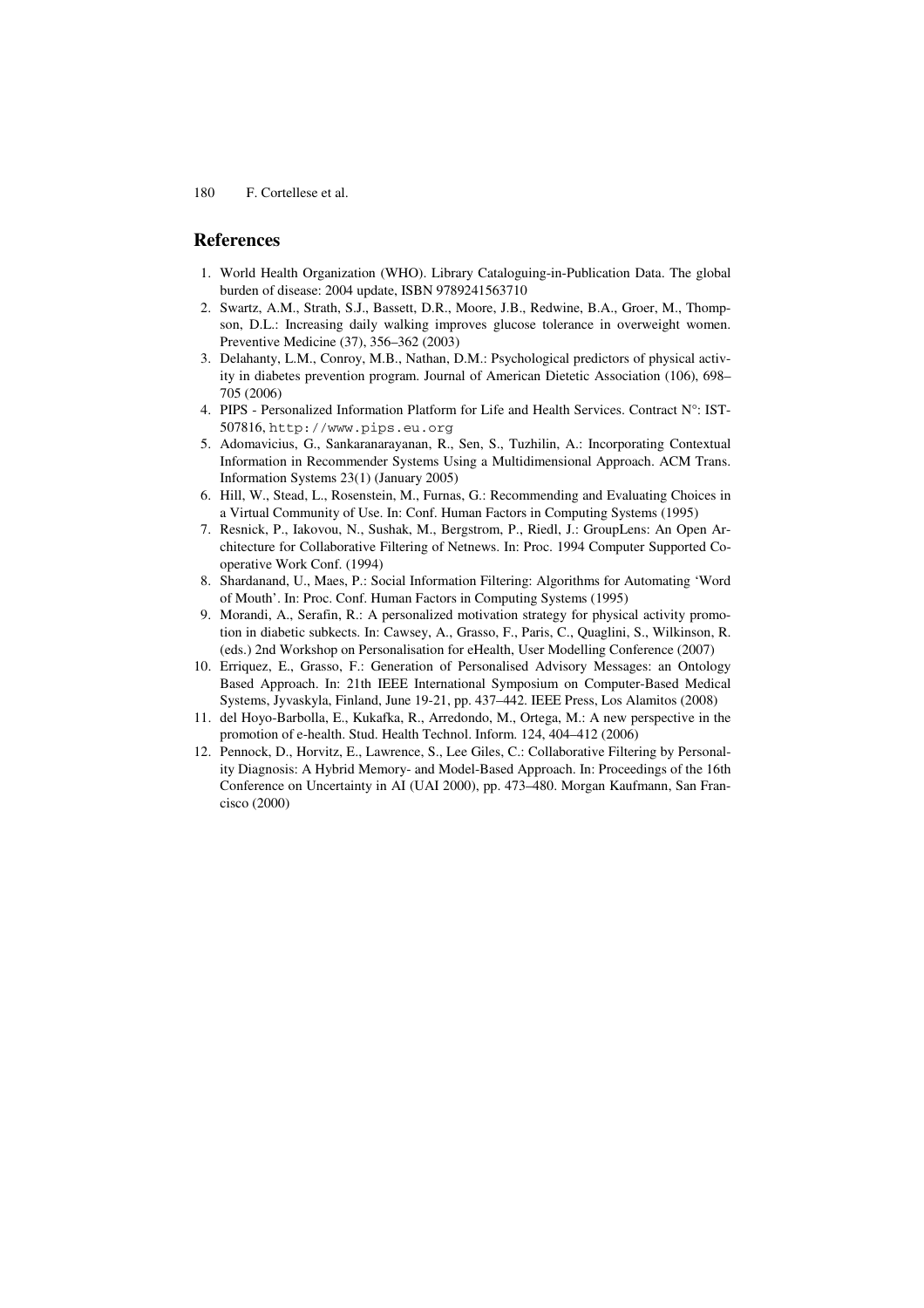## References

1. World Health Organization (WHO). Library Cataloguing-in-Publication Data. The global burden of disease: 2004 update, ISBN 9789241563710
2. Swartz, A.M., Strath, S.J., Bassett, D.R., Moore, J.B., Redwine, B.A., Groer, M., Thompson, D.L.: Increasing daily walking improves glucose tolerance in overweight women. Preventive Medicine (37), 356–362 (2003)
3. Delahanty, L.M., Conroy, M.B., Nathan, D.M.: Psychological predictors of physical activity in diabetes prevention program. Journal of American Dietetic Association (106), 698–705 (2006)
4. PIPS - Personalized Information Platform for Life and Health Services. Contract N°: IST-507816, `http://www.pips.eu.org`
5. Adomavicius, G., Sankaranarayanan, R., Sen, S., Tuzhilin, A.: Incorporating Contextual Information in Recommender Systems Using a Multidimensional Approach. ACM Trans. Information Systems 23(1) (January 2005)
6. Hill, W., Stead, L., Rosenstein, M., Furnas, G.: Recommending and Evaluating Choices in a Virtual Community of Use. In: Conf. Human Factors in Computing Systems (1995)
7. Resnick, P., Iakovou, N., Sushak, M., Bergstrom, P., Riedl, J.: GroupLens: An Open Architecture for Collaborative Filtering of Netnews. In: Proc. 1994 Computer Supported Cooperative Work Conf. (1994)
8. Shardanand, U., Maes, P.: Social Information Filtering: Algorithms for Automating 'Word of Mouth'. In: Proc. Conf. Human Factors in Computing Systems (1995)
9. Morandi, A., Serafin, R.: A personalized motivation strategy for physical activity promotion in diabetic subkects. In: Cawsey, A., Grasso, F., Paris, C., Quaglini, S., Wilkinson, R. (eds.) 2nd Workshop on Personalisation for eHealth, User Modelling Conference (2007)
10. Erriquez, E., Grasso, F.: Generation of Personalised Advisory Messages: an Ontology Based Approach. In: 21th IEEE International Symposium on Computer-Based Medical Systems, Jyvaskyla, Finland, June 19-21, pp. 437–442. IEEE Press, Los Alamitos (2008)
11. del Hoyo-Barbolla, E., Kukafka, R., Arredondo, M., Ortega, M.: A new perspective in the promotion of e-health. Stud. Health Technol. Inform. 124, 404–412 (2006)
12. Pennock, D., Horvitz, E., Lawrence, S., Lee Giles, C.: Collaborative Filtering by Personality Diagnosis: A Hybrid Memory- and Model-Based Approach. In: Proceedings of the 16th Conference on Uncertainty in AI (UAI 2000), pp. 473–480. Morgan Kaufmann, San Francisco (2000)